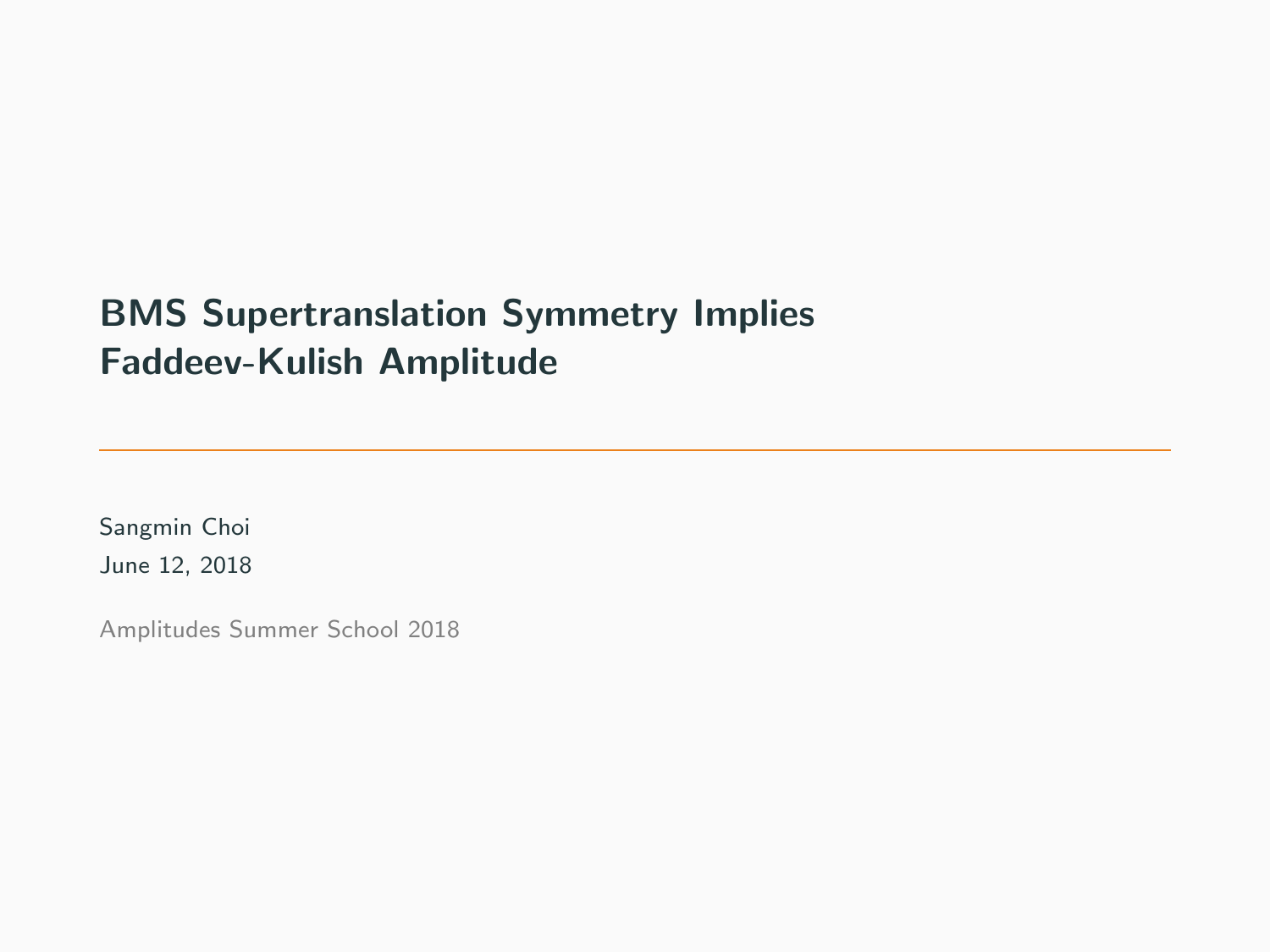# BMS Supertranslation Symmetry Implies Faddeev-Kulish Amplitude

Sangmin Choi

June 12, 2018

Amplitudes Summer School 2018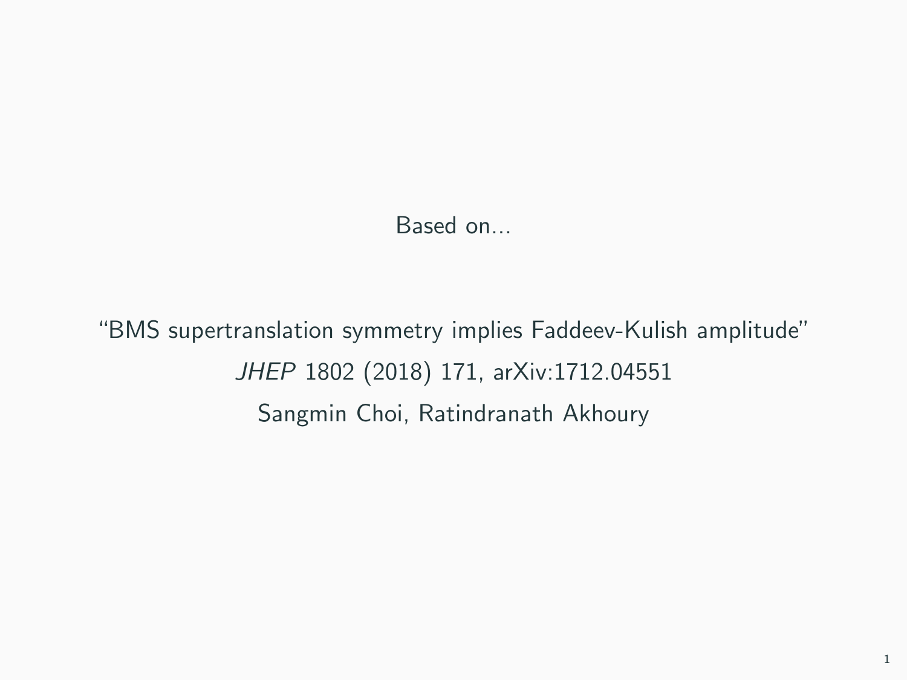Based on...

“BMS supertranslation symmetry implies Faddeev-Kulish amplitude”

*JHEP* 1802 (2018) 171, arXiv:1712.04551

Sangmin Choi, Ratindranath Akhoury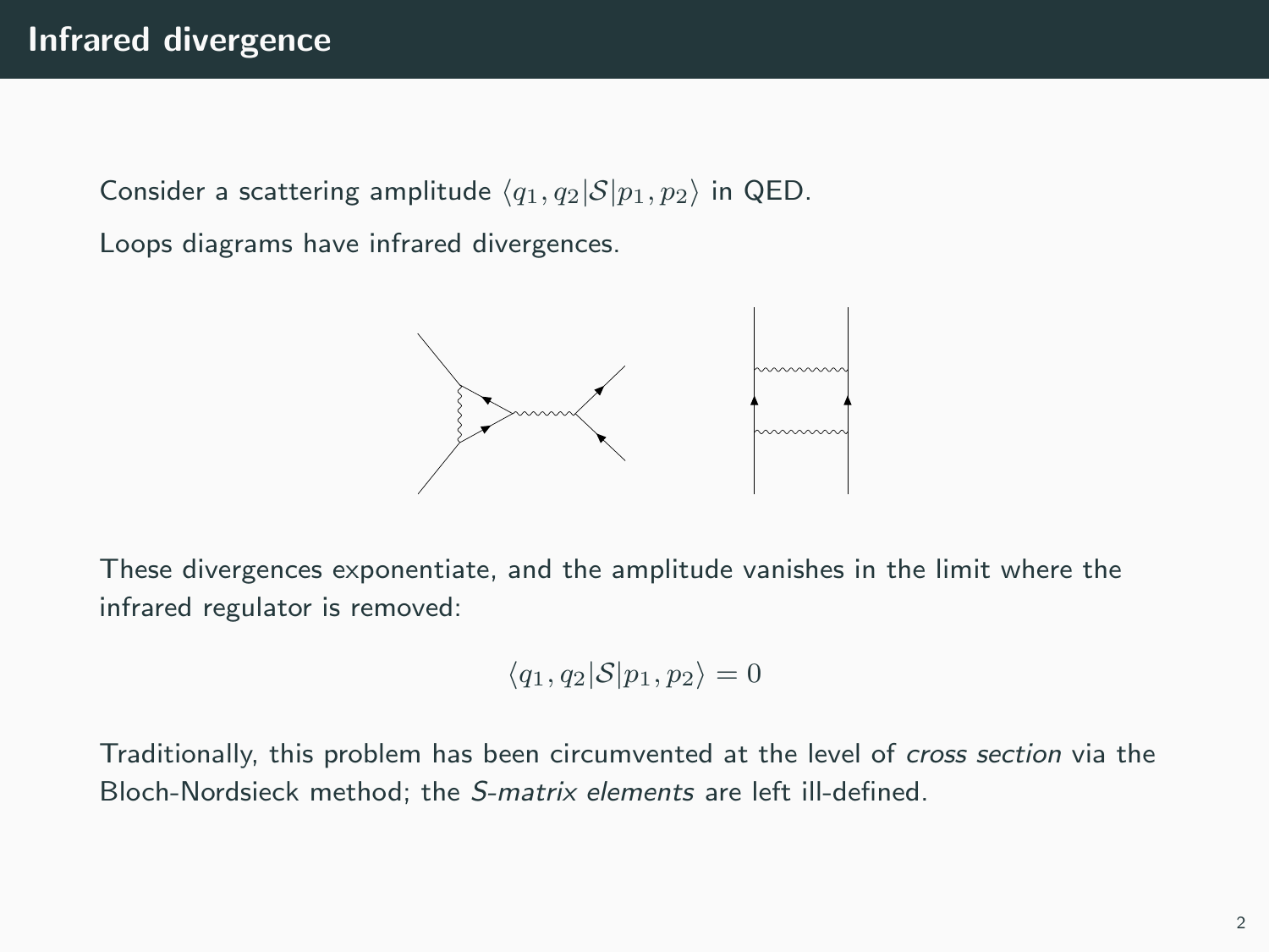# Infrared divergence

Consider a scattering amplitude $\langle q_1, q_2 | \mathcal{S} | p_1, p_2 \rangle$ in QED.

Loops diagrams have infrared divergences.

These divergences exponentiate, and the amplitude vanishes in the limit where the infrared regulator is removed:

$$\langle q_1, q_2 | \mathcal{S} | p_1, p_2 \rangle = 0$$

Traditionally, this problem has been circumvented at the level of *cross section* via the Bloch-Nordsieck method; the *S-matrix elements* are left ill-defined.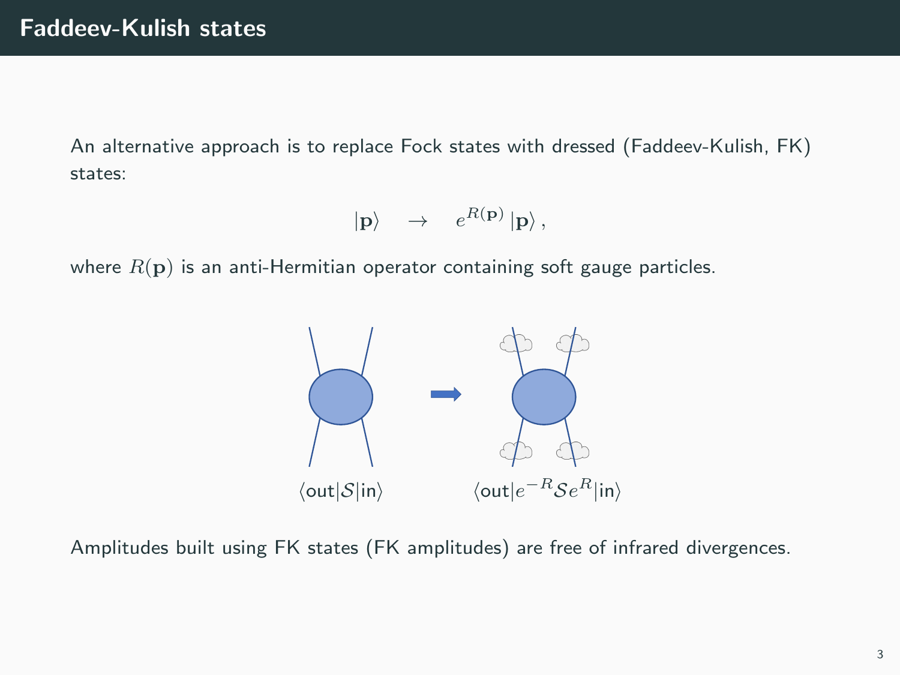# Faddeev-Kulish states

An alternative approach is to replace Fock states with dressed (Faddeev-Kulish, FK) states:

$$|\mathbf{p}\rangle \quad \to \quad e^{R(\mathbf{p})}\,|\mathbf{p}\rangle\,,$$

where $R(\mathbf{p})$ is an anti-Hermitian operator containing soft gauge particles.

$\langle\text{out}|\mathcal{S}|\text{in}\rangle$ $\quad\quad$ $\langle\text{out}|e^{-R}\mathcal{S}e^{R}|\text{in}\rangle$

Amplitudes built using FK states (FK amplitudes) are free of infrared divergences.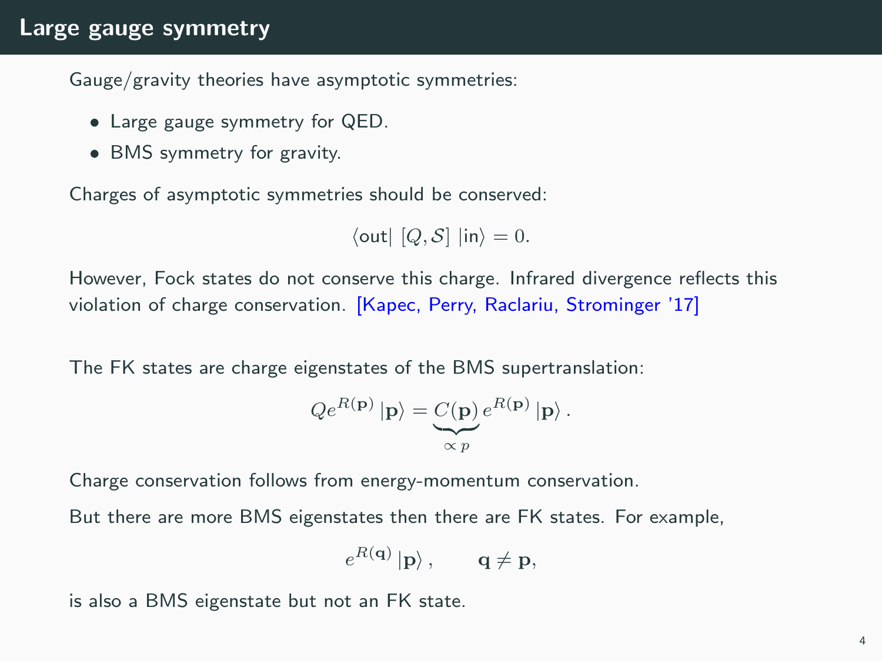# Large gauge symmetry

Gauge/gravity theories have asymptotic symmetries:

- Large gauge symmetry for QED.
- BMS symmetry for gravity.

Charges of asymptotic symmetries should be conserved:

$$\langle \text{out} | \, [Q, \mathcal{S}] \, | \text{in} \rangle = 0.$$

However, Fock states do not conserve this charge. Infrared divergence reflects this violation of charge conservation. [Kapec, Perry, Raclariu, Strominger '17]

The FK states are charge eigenstates of the BMS supertranslation:

$$Q e^{R(\mathbf{p})} |\mathbf{p}\rangle = \underbrace{C(\mathbf{p})}_{\propto p} e^{R(\mathbf{p})} |\mathbf{p}\rangle \, .$$

Charge conservation follows from energy-momentum conservation.

But there are more BMS eigenstates then there are FK states. For example,

$$e^{R(\mathbf{q})} |\mathbf{p}\rangle \, , \qquad \mathbf{q} \neq \mathbf{p},$$

is also a BMS eigenstate but not an FK state.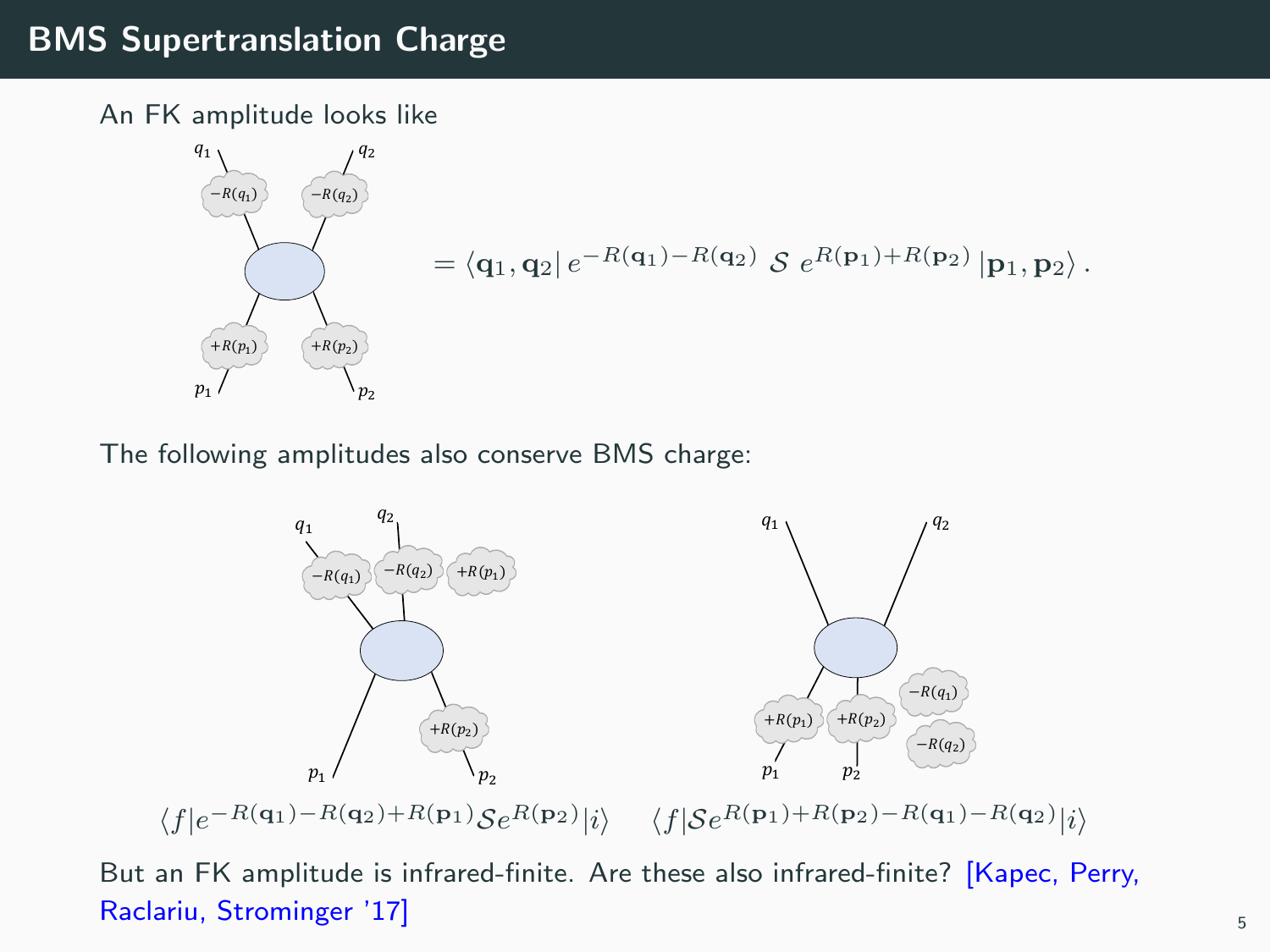## BMS Supertranslation Charge

An FK amplitude looks like

$$= \langle \mathbf{q}_1, \mathbf{q}_2 | \, e^{-R(\mathbf{q}_1) - R(\mathbf{q}_2)} \; \mathcal{S} \; e^{R(\mathbf{p}_1) + R(\mathbf{p}_2)} \, | \mathbf{p}_1, \mathbf{p}_2 \rangle \, .$$

The following amplitudes also conserve BMS charge:

$$\langle f | e^{-R(\mathbf{q}_1) - R(\mathbf{q}_2) + R(\mathbf{p}_1)} \mathcal{S} e^{R(\mathbf{p}_2)} | i \rangle \qquad \langle f | \mathcal{S} e^{R(\mathbf{p}_1) + R(\mathbf{p}_2) - R(\mathbf{q}_1) - R(\mathbf{q}_2)} | i \rangle$$

But an FK amplitude is infrared-finite. Are these also infrared-finite? [Kapec, Perry, Raclariu, Strominger '17]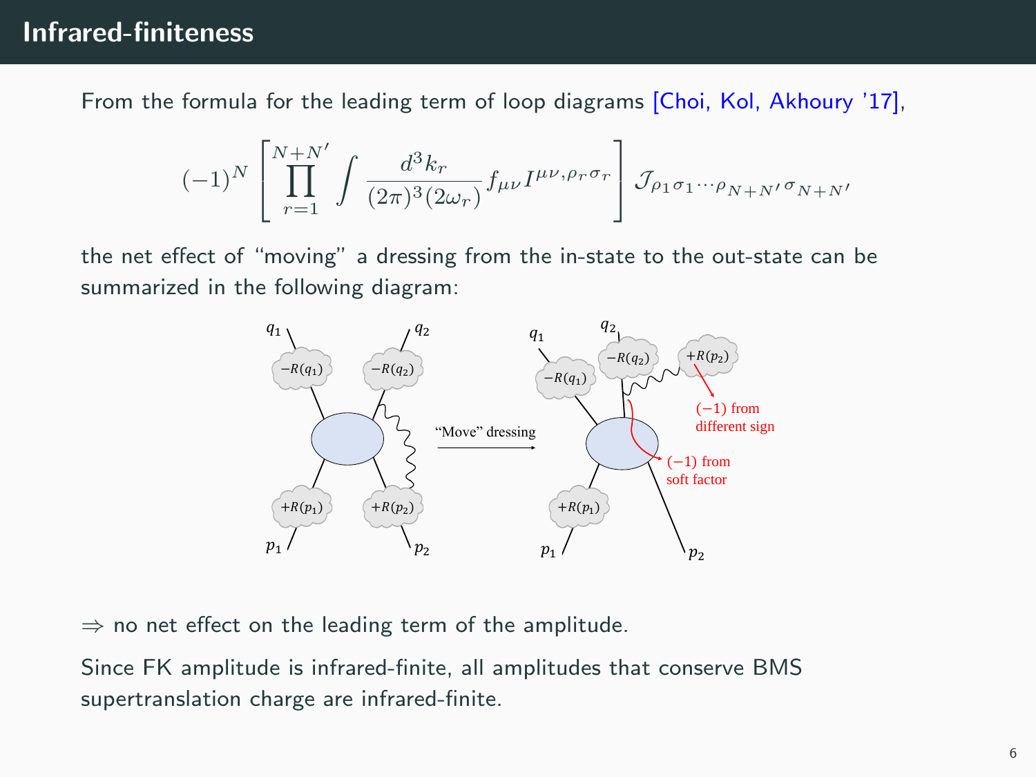# Infrared-finiteness

From the formula for the leading term of loop diagrams [Choi, Kol, Akhoury '17],

$$(-1)^N \left[ \prod_{r=1}^{N+N'} \int \frac{d^3 k_r}{(2\pi)^3 (2\omega_r)} f_{\mu\nu} I^{\mu\nu,\rho_r\sigma_r} \right] \mathcal{J}_{\rho_1\sigma_1\cdots\rho_{N+N'}\sigma_{N+N'}}$$

the net effect of "moving" a dressing from the in-state to the out-state can be summarized in the following diagram:

$\Rightarrow$ no net effect on the leading term of the amplitude.

Since FK amplitude is infrared-finite, all amplitudes that conserve BMS supertranslation charge are infrared-finite.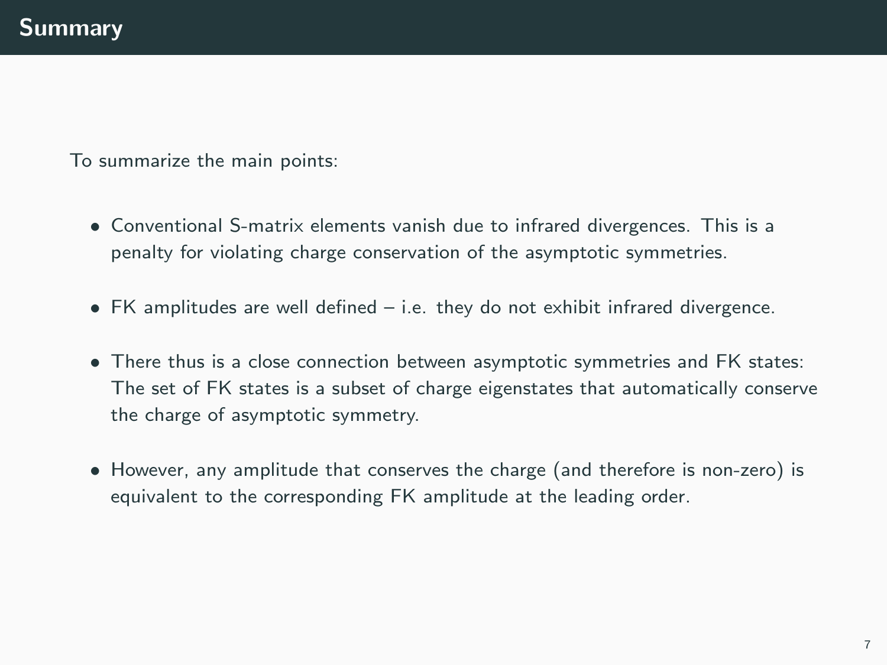# Summary

To summarize the main points:

- Conventional S-matrix elements vanish due to infrared divergences. This is a penalty for violating charge conservation of the asymptotic symmetries.
- FK amplitudes are well defined – i.e. they do not exhibit infrared divergence.
- There thus is a close connection between asymptotic symmetries and FK states: The set of FK states is a subset of charge eigenstates that automatically conserve the charge of asymptotic symmetry.
- However, any amplitude that conserves the charge (and therefore is non-zero) is equivalent to the corresponding FK amplitude at the leading order.